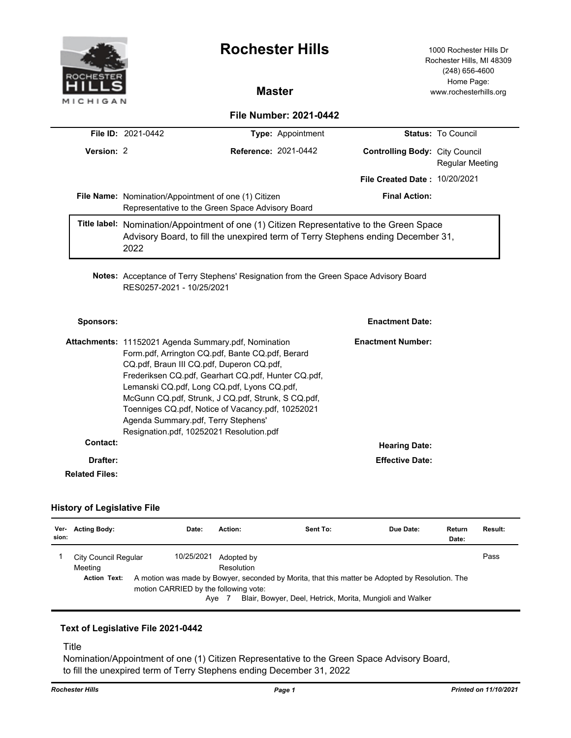# Rochester Hills

## Master

1000 Rochester Hills Dr
Rochester Hills, MI 48309
(248) 656-4600
Home Page:
www.rochesterhills.org

### File Number: 2021-0442

| | | | | | |
|---|---|---|---|---|---|
| **File ID:** | 2021-0442 | **Type:** | Appointment | **Status:** | To Council |
| **Version:** | 2 | **Reference:** | 2021-0442 | **Controlling Body:** | City Council Regular Meeting |
| | | | | **File Created Date :** | 10/20/2021 |
| **File Name:** | Nomination/Appointment of one (1) Citizen Representative to the Green Space Advisory Board | | | **Final Action:** | |

**Title label:** Nomination/Appointment of one (1) Citizen Representative to the Green Space Advisory Board, to fill the unexpired term of Terry Stephens ending December 31, 2022

**Notes:** Acceptance of Terry Stephens' Resignation from the Green Space Advisory Board RES0257-2021 - 10/25/2021

**Sponsors:**

**Enactment Date:**

**Attachments:** 11152021 Agenda Summary.pdf, Nomination Form.pdf, Arrington CQ.pdf, Bante CQ.pdf, Berard CQ.pdf, Braun III CQ.pdf, Duperon CQ.pdf, Frederiksen CQ.pdf, Gearhart CQ.pdf, Hunter CQ.pdf, Lemanski CQ.pdf, Long CQ.pdf, Lyons CQ.pdf, McGunn CQ.pdf, Strunk, J CQ.pdf, Strunk, S CQ.pdf, Toenniges CQ.pdf, Notice of Vacancy.pdf, 10252021 Agenda Summary.pdf, Terry Stephens' Resignation.pdf, 10252021 Resolution.pdf

**Enactment Number:**

**Contact:**

**Hearing Date:**

**Drafter:**

**Effective Date:**

**Related Files:**

### History of Legislative File

| Version: | Acting Body: | Date: | Action: | Sent To: | Due Date: | Return Date: | Result: |
|---|---|---|---|---|---|---|---|
| 1 | City Council Regular Meeting | 10/25/2021 | Adopted by Resolution | | | | Pass |

**Action Text:** A motion was made by Bowyer, seconded by Morita, that this matter be Adopted by Resolution. The motion CARRIED by the following vote:

Aye 7 Blair, Bowyer, Deel, Hetrick, Morita, Mungioli and Walker

### Text of Legislative File 2021-0442

Title

Nomination/Appointment of one (1) Citizen Representative to the Green Space Advisory Board, to fill the unexpired term of Terry Stephens ending December 31, 2022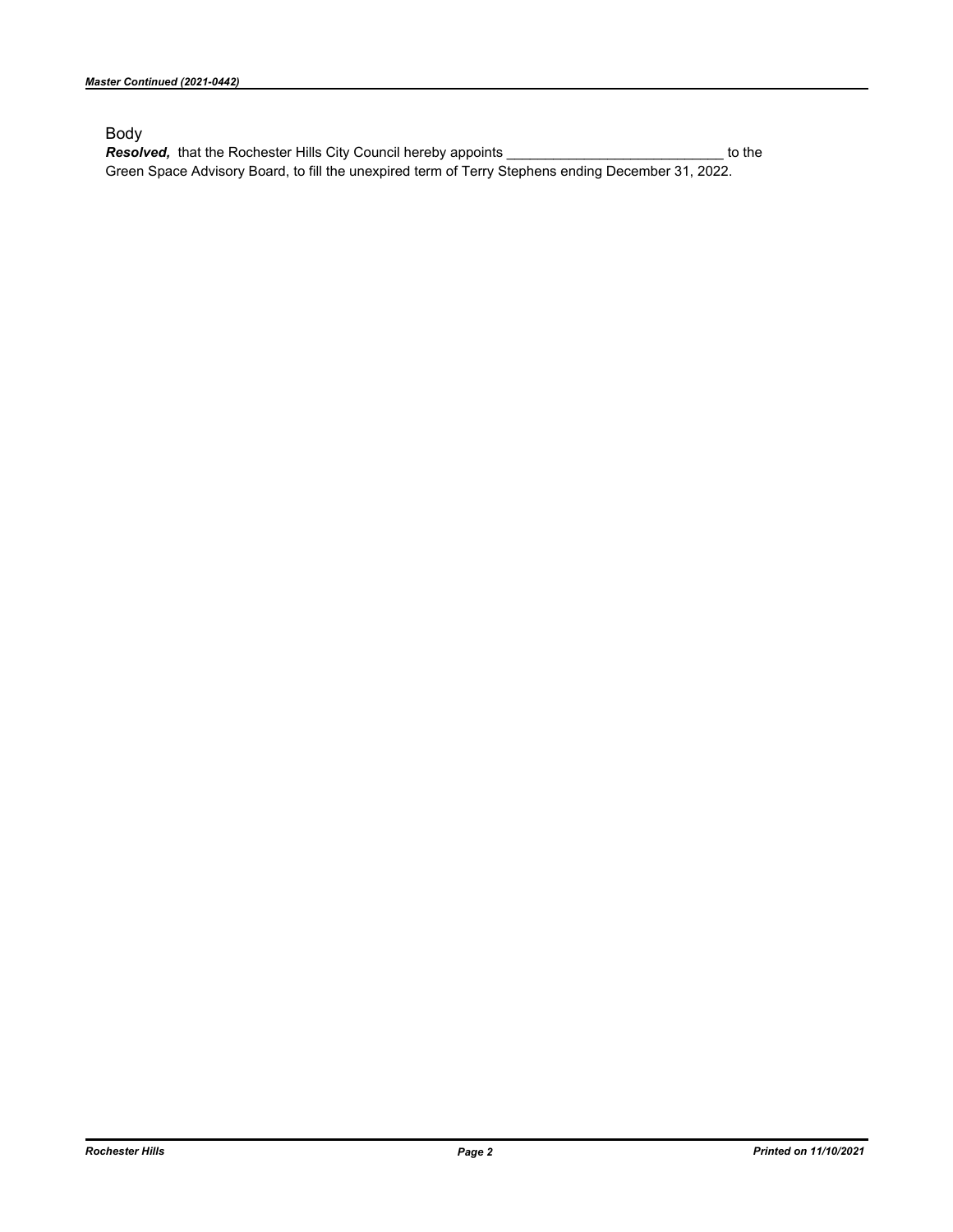Body

***Resolved,*** that the Rochester Hills City Council hereby appoints ____________________________ to the Green Space Advisory Board, to fill the unexpired term of Terry Stephens ending December 31, 2022.